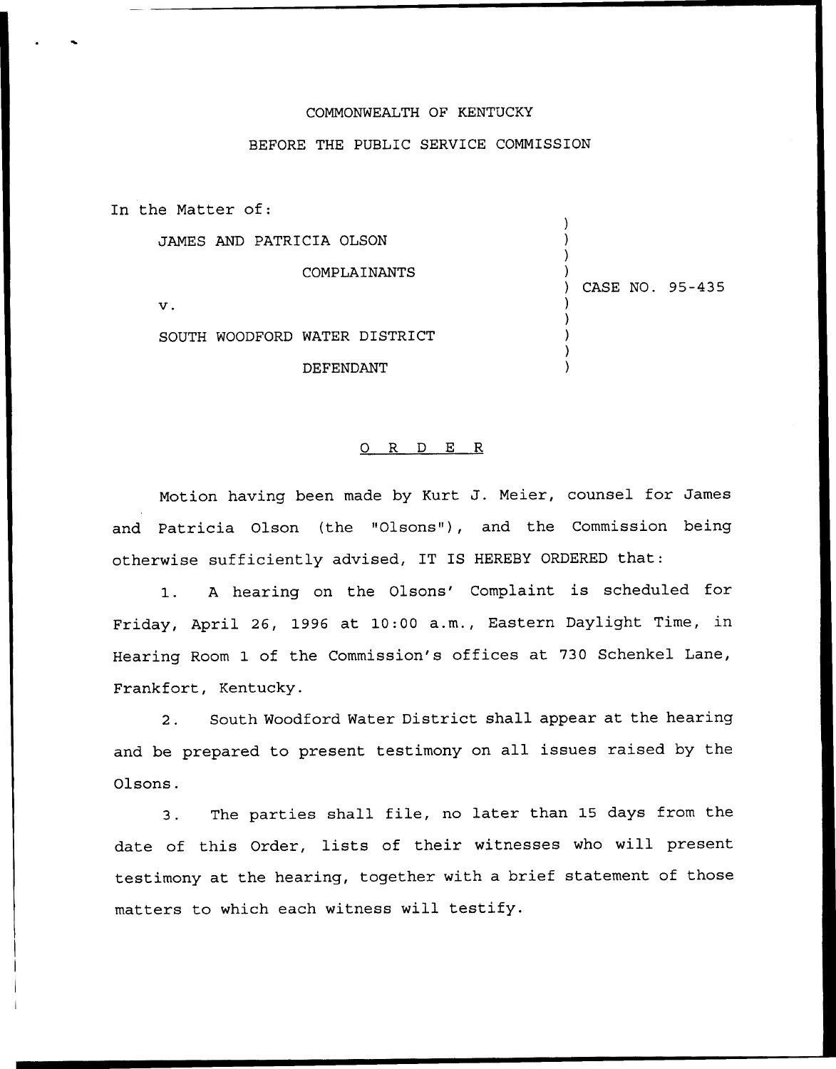COMMONWEALTH OF KENTUCKY

BEFORE THE PUBLIC SERVICE COMMISSION

In the Matter of:

JAMES AND PATRICIA OLSON

COMPLAINANTS

v.

SOUTH WOODFORD WATER DISTRICT

DEFENDANT

) CASE NO. 95-435

# O R D E R

Motion having been made by Kurt J. Meier, counsel for James and Patricia Olson (the "Olsons"), and the Commission being otherwise sufficiently advised, IT IS HEREBY ORDERED that:

1. A hearing on the Olsons' Complaint is scheduled for Friday, April 26, 1996 at 10:00 a.m., Eastern Daylight Time, in Hearing Room 1 of the Commission's offices at 730 Schenkel Lane, Frankfort, Kentucky.

2. South Woodford Water District shall appear at the hearing and be prepared to present testimony on all issues raised by the Olsons.

3. The parties shall file, no later than 15 days from the date of this Order, lists of their witnesses who will present testimony at the hearing, together with a brief statement of those matters to which each witness will testify.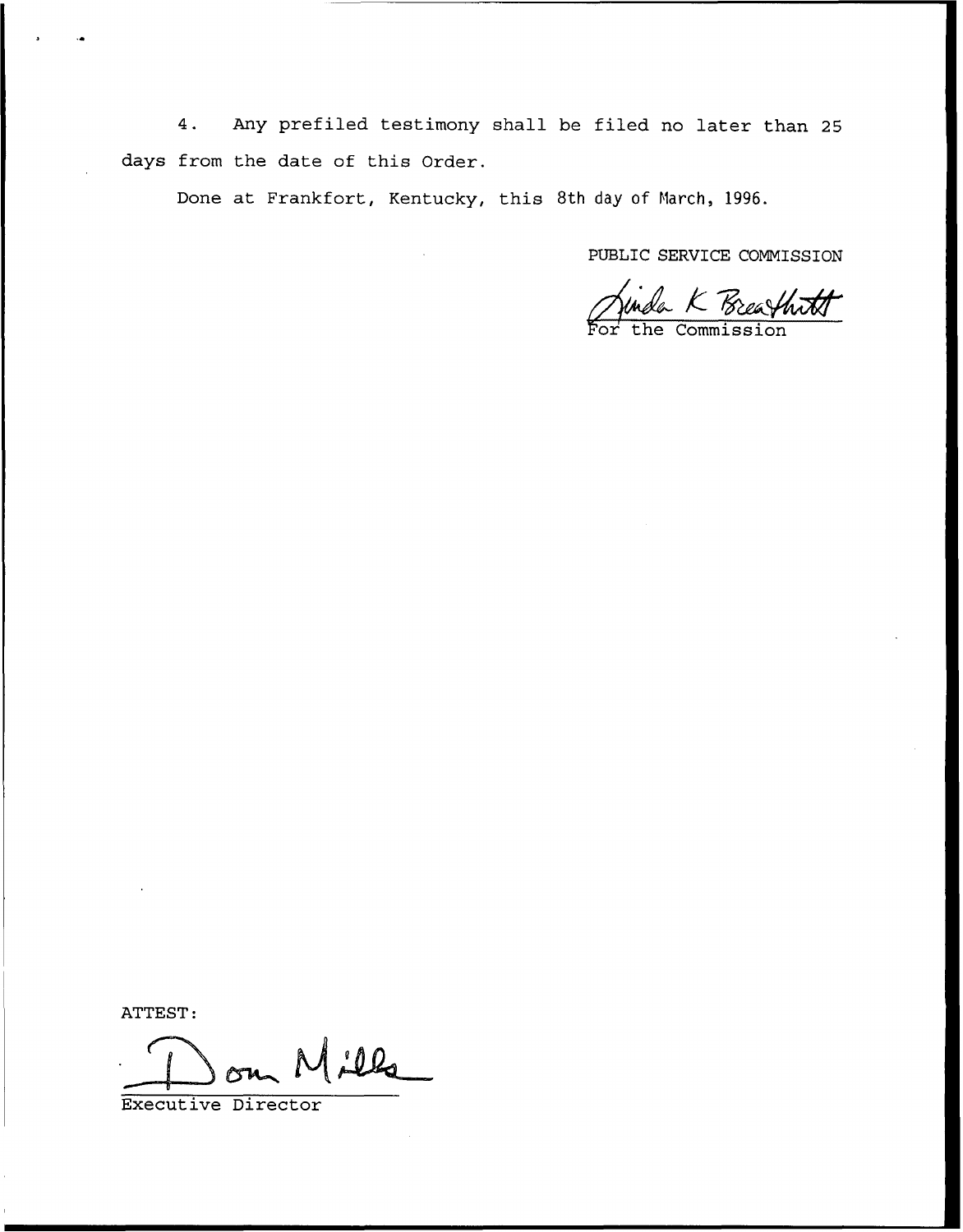4. Any prefiled testimony shall be filed no later than 25 days from the date of this Order.

Done at Frankfort, Kentucky, this 8th day of March, 1996.

PUBLIC SERVICE COMMISSION

Linda K Breathitt
For the Commission

ATTEST:

Don Mills
Executive Director